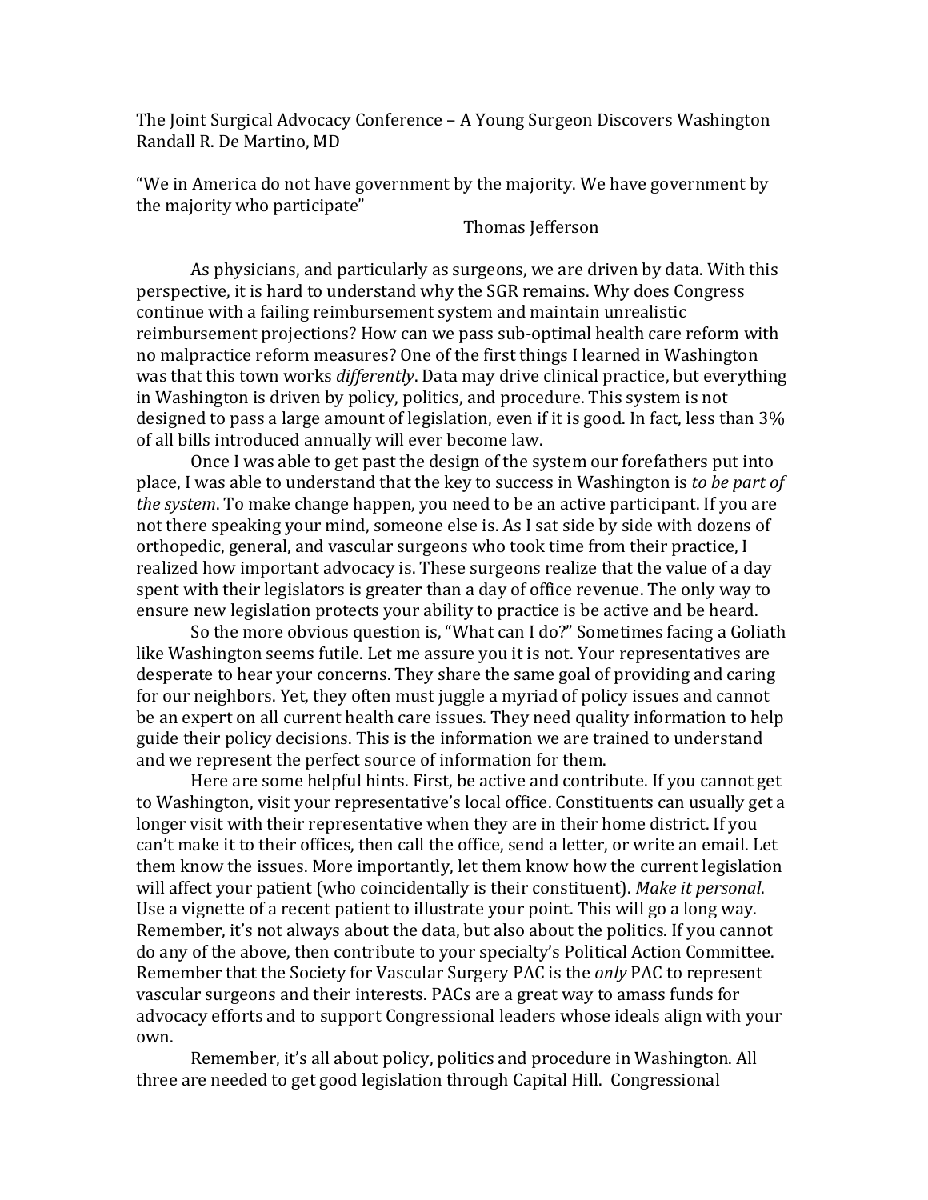The Joint Surgical Advocacy Conference – A Young Surgeon Discovers Washington
Randall R. De Martino, MD

"We in America do not have government by the majority. We have government by the majority who participate"

Thomas Jefferson

As physicians, and particularly as surgeons, we are driven by data. With this perspective, it is hard to understand why the SGR remains. Why does Congress continue with a failing reimbursement system and maintain unrealistic reimbursement projections? How can we pass sub-optimal health care reform with no malpractice reform measures? One of the first things I learned in Washington was that this town works *differently*. Data may drive clinical practice, but everything in Washington is driven by policy, politics, and procedure. This system is not designed to pass a large amount of legislation, even if it is good. In fact, less than 3% of all bills introduced annually will ever become law.

Once I was able to get past the design of the system our forefathers put into place, I was able to understand that the key to success in Washington is *to be part of the system*. To make change happen, you need to be an active participant. If you are not there speaking your mind, someone else is. As I sat side by side with dozens of orthopedic, general, and vascular surgeons who took time from their practice, I realized how important advocacy is. These surgeons realize that the value of a day spent with their legislators is greater than a day of office revenue. The only way to ensure new legislation protects your ability to practice is be active and be heard.

So the more obvious question is, "What can I do?" Sometimes facing a Goliath like Washington seems futile. Let me assure you it is not. Your representatives are desperate to hear your concerns. They share the same goal of providing and caring for our neighbors. Yet, they often must juggle a myriad of policy issues and cannot be an expert on all current health care issues. They need quality information to help guide their policy decisions. This is the information we are trained to understand and we represent the perfect source of information for them.

Here are some helpful hints. First, be active and contribute. If you cannot get to Washington, visit your representative's local office. Constituents can usually get a longer visit with their representative when they are in their home district. If you can't make it to their offices, then call the office, send a letter, or write an email. Let them know the issues. More importantly, let them know how the current legislation will affect your patient (who coincidentally is their constituent). *Make it personal*. Use a vignette of a recent patient to illustrate your point. This will go a long way. Remember, it's not always about the data, but also about the politics. If you cannot do any of the above, then contribute to your specialty's Political Action Committee. Remember that the Society for Vascular Surgery PAC is the *only* PAC to represent vascular surgeons and their interests. PACs are a great way to amass funds for advocacy efforts and to support Congressional leaders whose ideals align with your own.

Remember, it's all about policy, politics and procedure in Washington. All three are needed to get good legislation through Capital Hill. Congressional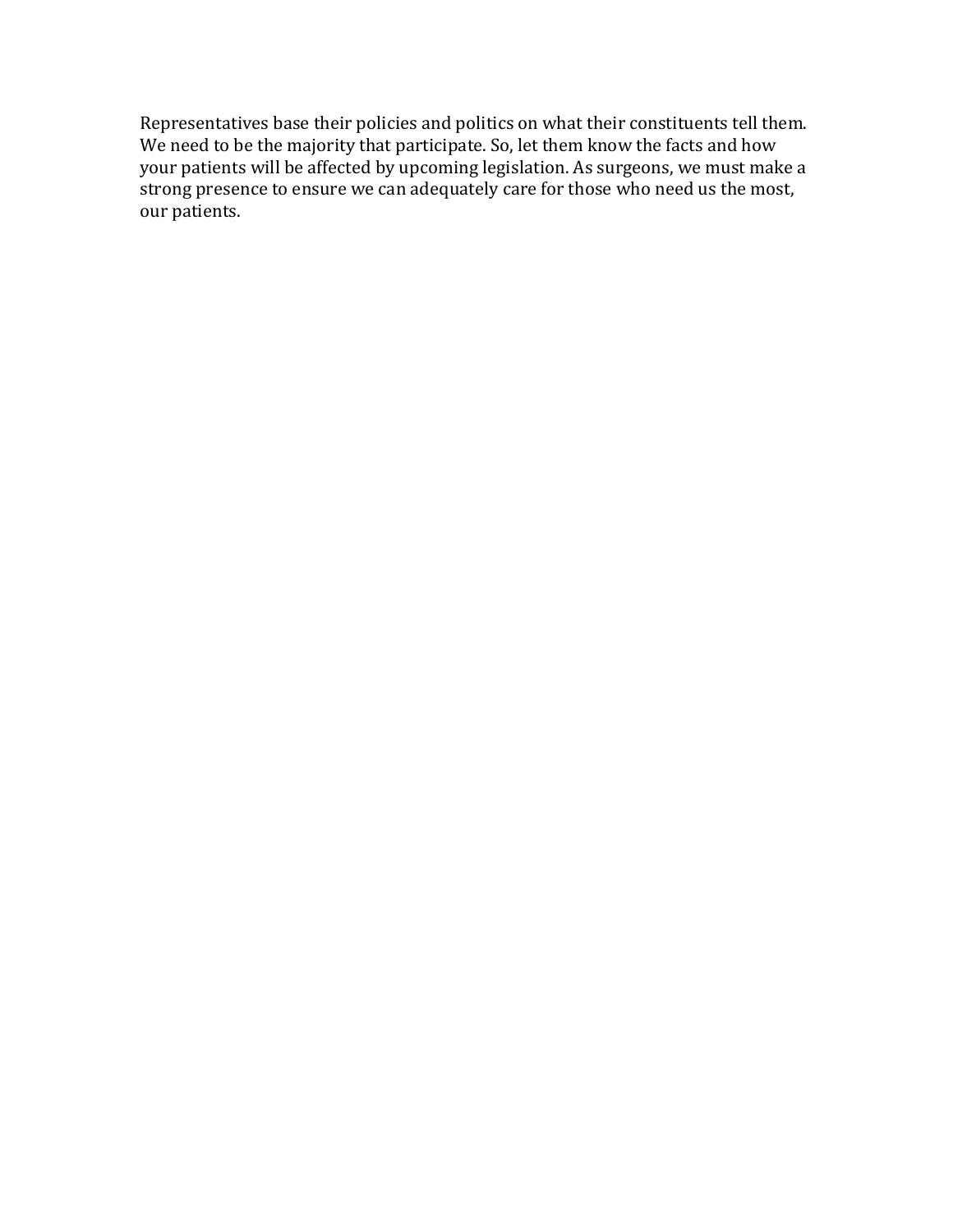Representatives base their policies and politics on what their constituents tell them. We need to be the majority that participate. So, let them know the facts and how your patients will be affected by upcoming legislation. As surgeons, we must make a strong presence to ensure we can adequately care for those who need us the most, our patients.